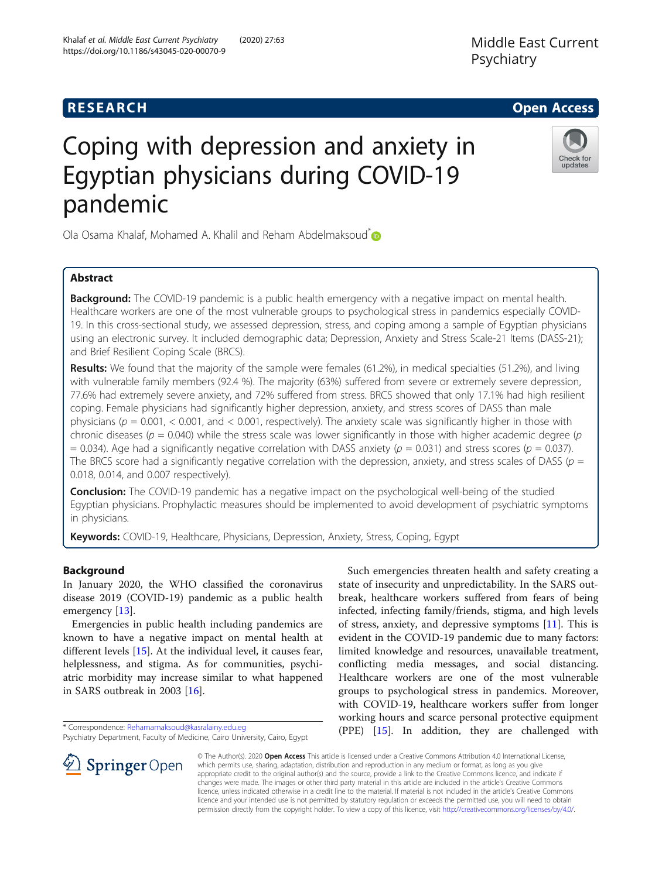**RESEARCH** **Open Access**

# Coping with depression and anxiety in Egyptian physicians during COVID-19 pandemic

Ola Osama Khalaf, Mohamed A. Khalil and Reham Abdelmaksoud*

## Abstract

**Background:** The COVID-19 pandemic is a public health emergency with a negative impact on mental health. Healthcare workers are one of the most vulnerable groups to psychological stress in pandemics especially COVID-19. In this cross-sectional study, we assessed depression, stress, and coping among a sample of Egyptian physicians using an electronic survey. It included demographic data; Depression, Anxiety and Stress Scale-21 Items (DASS-21); and Brief Resilient Coping Scale (BRCS).

**Results:** We found that the majority of the sample were females (61.2%), in medical specialties (51.2%), and living with vulnerable family members (92.4 %). The majority (63%) suffered from severe or extremely severe depression, 77.6% had extremely severe anxiety, and 72% suffered from stress. BRCS showed that only 17.1% had high resilient coping. Female physicians had significantly higher depression, anxiety, and stress scores of DASS than male physicians ($p$ = 0.001, < 0.001, and < 0.001, respectively). The anxiety scale was significantly higher in those with chronic diseases ($p$ = 0.040) while the stress scale was lower significantly in those with higher academic degree ($p$ = 0.034). Age had a significantly negative correlation with DASS anxiety ($p$ = 0.031) and stress scores ($p$ = 0.037). The BRCS score had a significantly negative correlation with the depression, anxiety, and stress scales of DASS ($p$ = 0.018, 0.014, and 0.007 respectively).

**Conclusion:** The COVID-19 pandemic has a negative impact on the psychological well-being of the studied Egyptian physicians. Prophylactic measures should be implemented to avoid development of psychiatric symptoms in physicians.

**Keywords:** COVID-19, Healthcare, Physicians, Depression, Anxiety, Stress, Coping, Egypt

## Background

In January 2020, the WHO classified the coronavirus disease 2019 (COVID-19) pandemic as a public health emergency [13].

Emergencies in public health including pandemics are known to have a negative impact on mental health at different levels [15]. At the individual level, it causes fear, helplessness, and stigma. As for communities, psychiatric morbidity may increase similar to what happened in SARS outbreak in 2003 [16].

Such emergencies threaten health and safety creating a state of insecurity and unpredictability. In the SARS outbreak, healthcare workers suffered from fears of being infected, infecting family/friends, stigma, and high levels of stress, anxiety, and depressive symptoms [11]. This is evident in the COVID-19 pandemic due to many factors: limited knowledge and resources, unavailable treatment, conflicting media messages, and social distancing. Healthcare workers are one of the most vulnerable groups to psychological stress in pandemics. Moreover, with COVID-19, healthcare workers suffer from longer working hours and scarce personal protective equipment (PPE) [15]. In addition, they are challenged with

* Correspondence: Rehamamaksoud@kasralainy.edu.eg
Psychiatry Department, Faculty of Medicine, Cairo University, Cairo, Egypt

© The Author(s). 2020 **Open Access** This article is licensed under a Creative Commons Attribution 4.0 International License, which permits use, sharing, adaptation, distribution and reproduction in any medium or format, as long as you give appropriate credit to the original author(s) and the source, provide a link to the Creative Commons licence, and indicate if changes were made. The images or other third party material in this article are included in the article's Creative Commons licence, unless indicated otherwise in a credit line to the material. If material is not included in the article's Creative Commons licence and your intended use is not permitted by statutory regulation or exceeds the permitted use, you will need to obtain permission directly from the copyright holder. To view a copy of this licence, visit http://creativecommons.org/licenses/by/4.0/.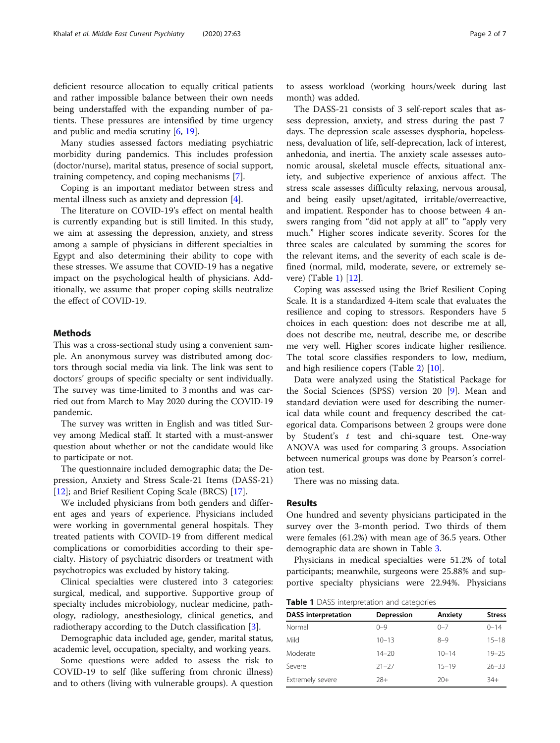deficient resource allocation to equally critical patients and rather impossible balance between their own needs being understaffed with the expanding number of patients. These pressures are intensified by time urgency and public and media scrutiny [6, 19].

Many studies assessed factors mediating psychiatric morbidity during pandemics. This includes profession (doctor/nurse), marital status, presence of social support, training competency, and coping mechanisms [7].

Coping is an important mediator between stress and mental illness such as anxiety and depression [4].

The literature on COVID-19's effect on mental health is currently expanding but is still limited. In this study, we aim at assessing the depression, anxiety, and stress among a sample of physicians in different specialties in Egypt and also determining their ability to cope with these stresses. We assume that COVID-19 has a negative impact on the psychological health of physicians. Additionally, we assume that proper coping skills neutralize the effect of COVID-19.

## Methods

This was a cross-sectional study using a convenient sample. An anonymous survey was distributed among doctors through social media via link. The link was sent to doctors' groups of specific specialty or sent individually. The survey was time-limited to 3 months and was carried out from March to May 2020 during the COVID-19 pandemic.

The survey was written in English and was titled Survey among Medical staff. It started with a must-answer question about whether or not the candidate would like to participate or not.

The questionnaire included demographic data; the Depression, Anxiety and Stress Scale-21 Items (DASS-21) [12]; and Brief Resilient Coping Scale (BRCS) [17].

We included physicians from both genders and different ages and years of experience. Physicians included were working in governmental general hospitals. They treated patients with COVID-19 from different medical complications or comorbidities according to their specialty. History of psychiatric disorders or treatment with psychotropics was excluded by history taking.

Clinical specialties were clustered into 3 categories: surgical, medical, and supportive. Supportive group of specialty includes microbiology, nuclear medicine, pathology, radiology, anesthesiology, clinical genetics, and radiotherapy according to the Dutch classification [3].

Demographic data included age, gender, marital status, academic level, occupation, specialty, and working years.

Some questions were added to assess the risk to COVID-19 to self (like suffering from chronic illness) and to others (living with vulnerable groups). A question to assess workload (working hours/week during last month) was added.

The DASS-21 consists of 3 self-report scales that assess depression, anxiety, and stress during the past 7 days. The depression scale assesses dysphoria, hopelessness, devaluation of life, self-deprecation, lack of interest, anhedonia, and inertia. The anxiety scale assesses autonomic arousal, skeletal muscle effects, situational anxiety, and subjective experience of anxious affect. The stress scale assesses difficulty relaxing, nervous arousal, and being easily upset/agitated, irritable/overreactive, and impatient. Responder has to choose between 4 answers ranging from "did not apply at all" to "apply very much." Higher scores indicate severity. Scores for the three scales are calculated by summing the scores for the relevant items, and the severity of each scale is defined (normal, mild, moderate, severe, or extremely severe) (Table 1) [12].

Coping was assessed using the Brief Resilient Coping Scale. It is a standardized 4-item scale that evaluates the resilience and coping to stressors. Responders have 5 choices in each question: does not describe me at all, does not describe me, neutral, describe me, or describe me very well. Higher scores indicate higher resilience. The total score classifies responders to low, medium, and high resilience copers (Table 2) [10].

Data were analyzed using the Statistical Package for the Social Sciences (SPSS) version 20 [9]. Mean and standard deviation were used for describing the numerical data while count and frequency described the categorical data. Comparisons between 2 groups were done by Student's $t$ test and chi-square test. One-way ANOVA was used for comparing 3 groups. Association between numerical groups was done by Pearson's correlation test.

There was no missing data.

## Results

One hundred and seventy physicians participated in the survey over the 3-month period. Two thirds of them were females (61.2%) with mean age of 36.5 years. Other demographic data are shown in Table 3.

Physicians in medical specialties were 51.2% of total participants; meanwhile, surgeons were 25.88% and supportive specialty physicians were 22.94%. Physicians

**Table 1** DASS interpretation and categories

| DASS interpretation | Depression | Anxiety | Stress |
|---|---|---|---|
| Normal | 0–9 | 0–7 | 0–14 |
| Mild | 10–13 | 8–9 | 15–18 |
| Moderate | 14–20 | 10–14 | 19–25 |
| Severe | 21–27 | 15–19 | 26–33 |
| Extremely severe | 28+ | 20+ | 34+ |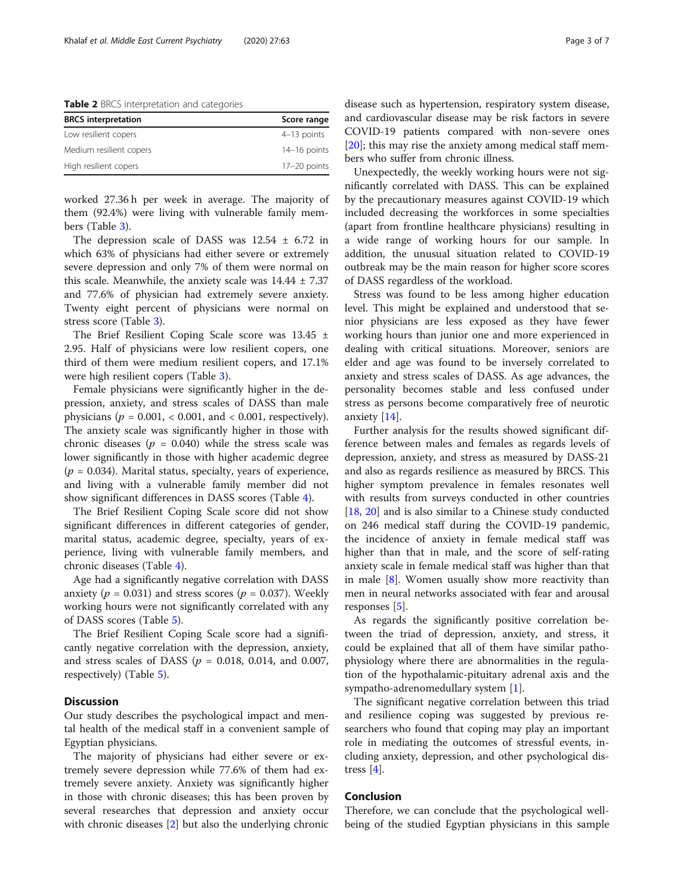**Table 2** BRCS interpretation and categories

| BRCS interpretation | Score range |
| --- | --- |
| Low resilient copers | 4–13 points |
| Medium resilient copers | 14–16 points |
| High resilient copers | 17–20 points |

worked 27.36 h per week in average. The majority of them (92.4%) were living with vulnerable family members (Table 3).

The depression scale of DASS was 12.54 ± 6.72 in which 63% of physicians had either severe or extremely severe depression and only 7% of them were normal on this scale. Meanwhile, the anxiety scale was 14.44 ± 7.37 and 77.6% of physician had extremely severe anxiety. Twenty eight percent of physicians were normal on stress score (Table 3).

The Brief Resilient Coping Scale score was 13.45 ± 2.95. Half of physicians were low resilient copers, one third of them were medium resilient copers, and 17.1% were high resilient copers (Table 3).

Female physicians were significantly higher in the depression, anxiety, and stress scales of DASS than male physicians ($p$ = 0.001, < 0.001, and < 0.001, respectively). The anxiety scale was significantly higher in those with chronic diseases ($p$ = 0.040) while the stress scale was lower significantly in those with higher academic degree ($p$ = 0.034). Marital status, specialty, years of experience, and living with a vulnerable family member did not show significant differences in DASS scores (Table 4).

The Brief Resilient Coping Scale score did not show significant differences in different categories of gender, marital status, academic degree, specialty, years of experience, living with vulnerable family members, and chronic diseases (Table 4).

Age had a significantly negative correlation with DASS anxiety ($p$ = 0.031) and stress scores ($p$ = 0.037). Weekly working hours were not significantly correlated with any of DASS scores (Table 5).

The Brief Resilient Coping Scale score had a significantly negative correlation with the depression, anxiety, and stress scales of DASS ($p$ = 0.018, 0.014, and 0.007, respectively) (Table 5).

## Discussion

Our study describes the psychological impact and mental health of the medical staff in a convenient sample of Egyptian physicians.

The majority of physicians had either severe or extremely severe depression while 77.6% of them had extremely severe anxiety. Anxiety was significantly higher in those with chronic diseases; this has been proven by several researches that depression and anxiety occur with chronic diseases [2] but also the underlying chronic disease such as hypertension, respiratory system disease, and cardiovascular disease may be risk factors in severe COVID-19 patients compared with non-severe ones [20]; this may rise the anxiety among medical staff members who suffer from chronic illness.

Unexpectedly, the weekly working hours were not significantly correlated with DASS. This can be explained by the precautionary measures against COVID-19 which included decreasing the workforces in some specialties (apart from frontline healthcare physicians) resulting in a wide range of working hours for our sample. In addition, the unusual situation related to COVID-19 outbreak may be the main reason for higher score scores of DASS regardless of the workload.

Stress was found to be less among higher education level. This might be explained and understood that senior physicians are less exposed as they have fewer working hours than junior one and more experienced in dealing with critical situations. Moreover, seniors are elder and age was found to be inversely correlated to anxiety and stress scales of DASS. As age advances, the personality becomes stable and less confused under stress as persons become comparatively free of neurotic anxiety [14].

Further analysis for the results showed significant difference between males and females as regards levels of depression, anxiety, and stress as measured by DASS-21 and also as regards resilience as measured by BRCS. This higher symptom prevalence in females resonates well with results from surveys conducted in other countries [18, 20] and is also similar to a Chinese study conducted on 246 medical staff during the COVID-19 pandemic, the incidence of anxiety in female medical staff was higher than that in male, and the score of self-rating anxiety scale in female medical staff was higher than that in male [8]. Women usually show more reactivity than men in neural networks associated with fear and arousal responses [5].

As regards the significantly positive correlation between the triad of depression, anxiety, and stress, it could be explained that all of them have similar pathophysiology where there are abnormalities in the regulation of the hypothalamic-pituitary adrenal axis and the sympatho-adrenomedullary system [1].

The significant negative correlation between this triad and resilience coping was suggested by previous researchers who found that coping may play an important role in mediating the outcomes of stressful events, including anxiety, depression, and other psychological distress [4].

## Conclusion

Therefore, we can conclude that the psychological well-being of the studied Egyptian physicians in this sample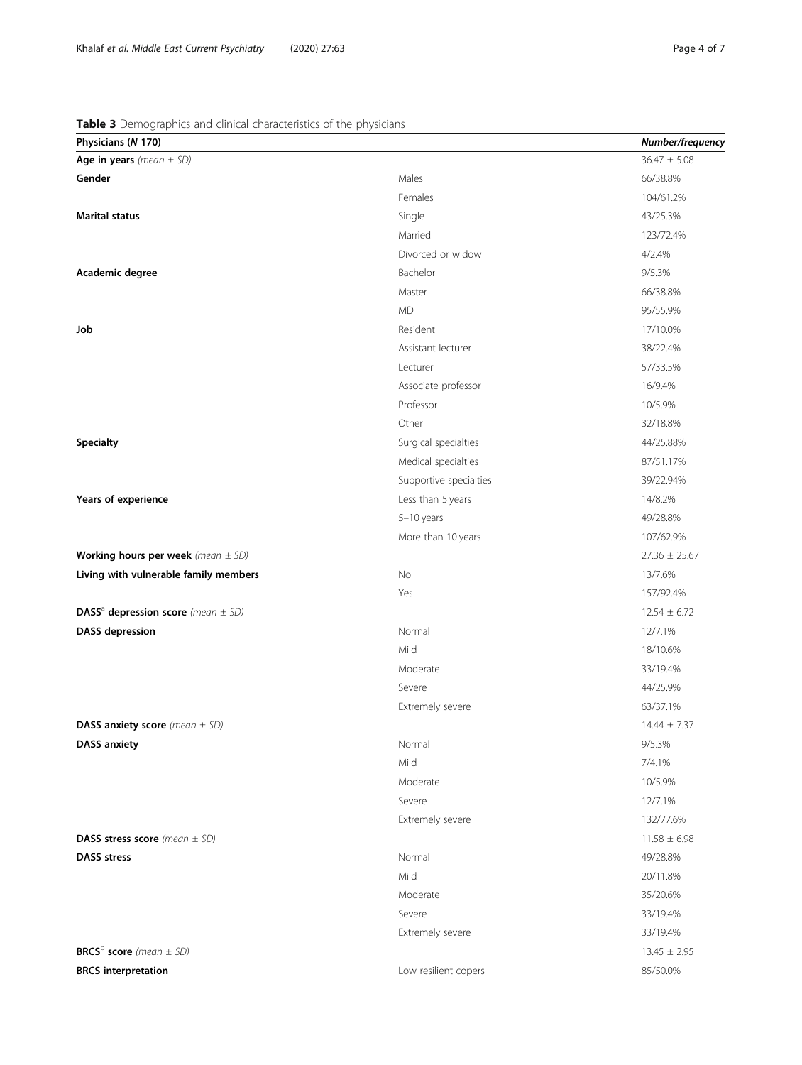**Table 3** Demographics and clinical characteristics of the physicians

| Physicians (*N* 170) | | *Number/frequency* |
|---|---|---|
| **Age in years** *(mean ± SD)* | | 36.47 ± 5.08 |
| **Gender** | Males | 66/38.8% |
| | Females | 104/61.2% |
| **Marital status** | Single | 43/25.3% |
| | Married | 123/72.4% |
| | Divorced or widow | 4/2.4% |
| **Academic degree** | Bachelor | 9/5.3% |
| | Master | 66/38.8% |
| | MD | 95/55.9% |
| **Job** | Resident | 17/10.0% |
| | Assistant lecturer | 38/22.4% |
| | Lecturer | 57/33.5% |
| | Associate professor | 16/9.4% |
| | Professor | 10/5.9% |
| | Other | 32/18.8% |
| **Specialty** | Surgical specialties | 44/25.88% |
| | Medical specialties | 87/51.17% |
| | Supportive specialties | 39/22.94% |
| **Years of experience** | Less than 5 years | 14/8.2% |
| | 5–10 years | 49/28.8% |
| | More than 10 years | 107/62.9% |
| **Working hours per week** *(mean ± SD)* | | 27.36 ± 25.67 |
| **Living with vulnerable family members** | No | 13/7.6% |
| | Yes | 157/92.4% |
| **DASS[a] depression score** *(mean ± SD)* | | 12.54 ± 6.72 |
| **DASS depression** | Normal | 12/7.1% |
| | Mild | 18/10.6% |
| | Moderate | 33/19.4% |
| | Severe | 44/25.9% |
| | Extremely severe | 63/37.1% |
| **DASS anxiety score** *(mean ± SD)* | | 14.44 ± 7.37 |
| **DASS anxiety** | Normal | 9/5.3% |
| | Mild | 7/4.1% |
| | Moderate | 10/5.9% |
| | Severe | 12/7.1% |
| | Extremely severe | 132/77.6% |
| **DASS stress score** *(mean ± SD)* | | 11.58 ± 6.98 |
| **DASS stress** | Normal | 49/28.8% |
| | Mild | 20/11.8% |
| | Moderate | 35/20.6% |
| | Severe | 33/19.4% |
| | Extremely severe | 33/19.4% |
| **BRCS[b] score** *(mean ± SD)* | | 13.45 ± 2.95 |
| **BRCS interpretation** | Low resilient copers | 85/50.0% |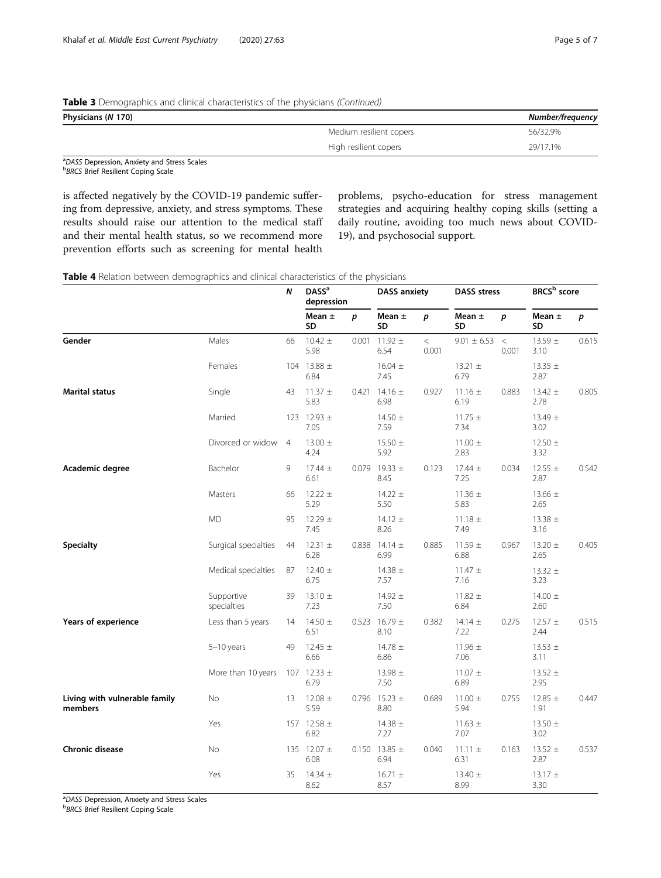**Table 3** Demographics and clinical characteristics of the physicians *(Continued)*

| Physicians (*N* 170) | | *Number/frequency* |
|---|---|---|
| | Medium resilient copers | 56/32.9% |
| | High resilient copers | 29/17.1% |

[a]*DASS* Depression, Anxiety and Stress Scales
[b]*BRCS* Brief Resilient Coping Scale

is affected negatively by the COVID-19 pandemic suffering from depressive, anxiety, and stress symptoms. These results should raise our attention to the medical staff and their mental health status, so we recommend more prevention efforts such as screening for mental health problems, psycho-education for stress management strategies and acquiring healthy coping skills (setting a daily routine, avoiding too much news about COVID-19), and psychosocial support.

**Table 4** Relation between demographics and clinical characteristics of the physicians

| | | N | DASS[a] depression | | DASS anxiety | | DASS stress | | BRCS[b] score | |
|---|---|---|---|---|---|---|---|---|---|---|
| | | | Mean ± SD | *p* | Mean ± SD | *p* | Mean ± SD | *p* | Mean ± SD | *p* |
| **Gender** | Males | 66 | 10.42 ± 5.98 | 0.001 | 11.92 ± 6.54 | < 0.001 | 9.01 ± 6.53 | < 0.001 | 13.59 ± 3.10 | 0.615 |
| | Females | 104 | 13.88 ± 6.84 | | 16.04 ± 7.45 | | 13.21 ± 6.79 | | 13.35 ± 2.87 | |
| **Marital status** | Single | 43 | 11.37 ± 5.83 | 0.421 | 14.16 ± 6.98 | 0.927 | 11.16 ± 6.19 | 0.883 | 13.42 ± 2.78 | 0.805 |
| | Married | 123 | 12.93 ± 7.05 | | 14.50 ± 7.59 | | 11.75 ± 7.34 | | 13.49 ± 3.02 | |
| | Divorced or widow | 4 | 13.00 ± 4.24 | | 15.50 ± 5.92 | | 11.00 ± 2.83 | | 12.50 ± 3.32 | |
| **Academic degree** | Bachelor | 9 | 17.44 ± 6.61 | 0.079 | 19.33 ± 8.45 | 0.123 | 17.44 ± 7.25 | 0.034 | 12.55 ± 2.87 | 0.542 |
| | Masters | 66 | 12.22 ± 5.29 | | 14.22 ± 5.50 | | 11.36 ± 5.83 | | 13.66 ± 2.65 | |
| | MD | 95 | 12.29 ± 7.45 | | 14.12 ± 8.26 | | 11.18 ± 7.49 | | 13.38 ± 3.16 | |
| **Specialty** | Surgical specialties | 44 | 12.31 ± 6.28 | 0.838 | 14.14 ± 6.99 | 0.885 | 11.59 ± 6.88 | 0.967 | 13.20 ± 2.65 | 0.405 |
| | Medical specialties | 87 | 12.40 ± 6.75 | | 14.38 ± 7.57 | | 11.47 ± 7.16 | | 13.32 ± 3.23 | |
| | Supportive specialties | 39 | 13.10 ± 7.23 | | 14.92 ± 7.50 | | 11.82 ± 6.84 | | 14.00 ± 2.60 | |
| **Years of experience** | Less than 5 years | 14 | 14.50 ± 6.51 | 0.523 | 16.79 ± 8.10 | 0.382 | 14.14 ± 7.22 | 0.275 | 12.57 ± 2.44 | 0.515 |
| | 5–10 years | 49 | 12.45 ± 6.66 | | 14.78 ± 6.86 | | 11.96 ± 7.06 | | 13.53 ± 3.11 | |
| | More than 10 years | 107 | 12.33 ± 6.79 | | 13.98 ± 7.50 | | 11.07 ± 6.89 | | 13.52 ± 2.95 | |
| **Living with vulnerable family members** | No | 13 | 12.08 ± 5.59 | 0.796 | 15.23 ± 8.80 | 0.689 | 11.00 ± 5.94 | 0.755 | 12.85 ± 1.91 | 0.447 |
| | Yes | 157 | 12.58 ± 6.82 | | 14.38 ± 7.27 | | 11.63 ± 7.07 | | 13.50 ± 3.02 | |
| **Chronic disease** | No | 135 | 12.07 ± 6.08 | 0.150 | 13.85 ± 6.94 | 0.040 | 11.11 ± 6.31 | 0.163 | 13.52 ± 2.87 | 0.537 |
| | Yes | 35 | 14.34 ± 8.62 | | 16.71 ± 8.57 | | 13.40 ± 8.99 | | 13.17 ± 3.30 | |

[a]*DASS* Depression, Anxiety and Stress Scales
[b]*BRCS* Brief Resilient Coping Scale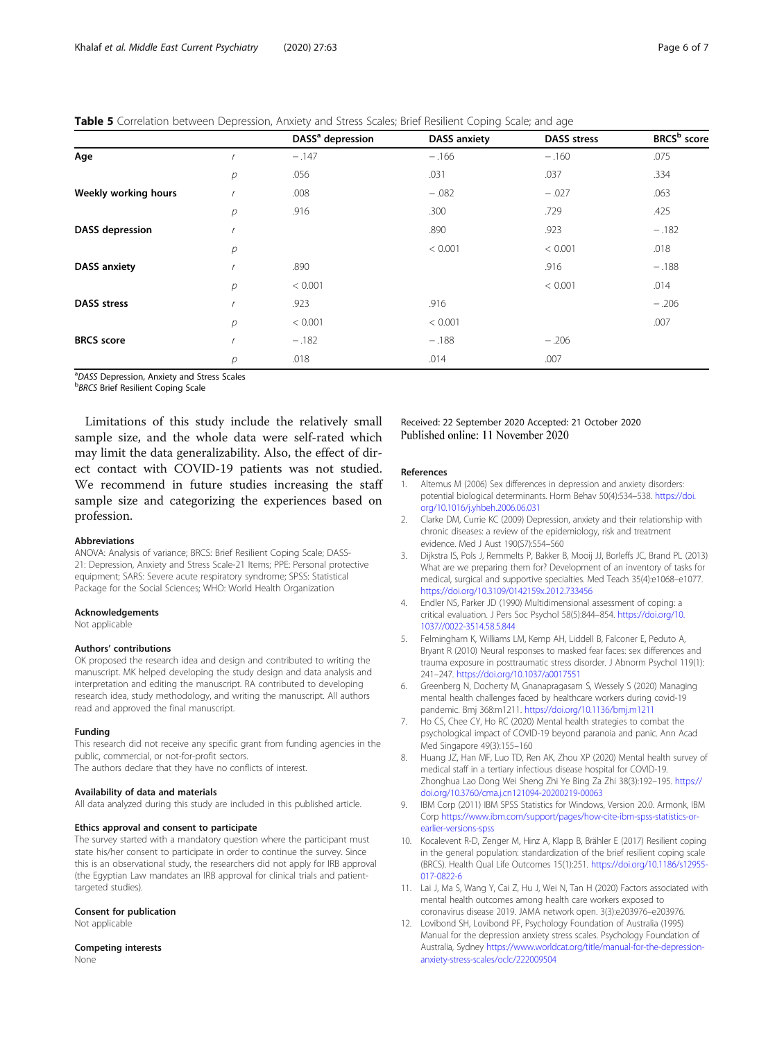**Table 5** Correlation between Depression, Anxiety and Stress Scales; Brief Resilient Coping Scale; and age

| | | DASS[a] depression | DASS anxiety | DASS stress | BRCS[b] score |
|---|---|---|---|---|---|
| **Age** | *r* | −.147 | −.166 | −.160 | .075 |
| | *p* | .056 | .031 | .037 | .334 |
| **Weekly working hours** | *r* | .008 | −.082 | −.027 | .063 |
| | *p* | .916 | .300 | .729 | .425 |
| **DASS depression** | *r* | | .890 | .923 | −.182 |
| | *p* | | < 0.001 | < 0.001 | .018 |
| **DASS anxiety** | *r* | .890 | | .916 | −.188 |
| | *p* | < 0.001 | | < 0.001 | .014 |
| **DASS stress** | *r* | .923 | .916 | | −.206 |
| | *p* | < 0.001 | < 0.001 | | .007 |
| **BRCS score** | *r* | −.182 | −.188 | −.206 | |
| | *p* | .018 | .014 | .007 | |

[a]*DASS* Depression, Anxiety and Stress Scales
[b]*BRCS* Brief Resilient Coping Scale

Limitations of this study include the relatively small sample size, and the whole data were self-rated which may limit the data generalizability. Also, the effect of direct contact with COVID-19 patients was not studied. We recommend in future studies increasing the staff sample size and categorizing the experiences based on profession.

### Abbreviations

ANOVA: Analysis of variance; BRCS: Brief Resilient Coping Scale; DASS-21: Depression, Anxiety and Stress Scale-21 Items; PPE: Personal protective equipment; SARS: Severe acute respiratory syndrome; SPSS: Statistical Package for the Social Sciences; WHO: World Health Organization

### Acknowledgements

Not applicable

### Authors' contributions

OK proposed the research idea and design and contributed to writing the manuscript. MK helped developing the study design and data analysis and interpretation and editing the manuscript. RA contributed to developing research idea, study methodology, and writing the manuscript. All authors read and approved the final manuscript.

### Funding

This research did not receive any specific grant from funding agencies in the public, commercial, or not-for-profit sectors.
The authors declare that they have no conflicts of interest.

### Availability of data and materials

All data analyzed during this study are included in this published article.

### Ethics approval and consent to participate

The survey started with a mandatory question where the participant must state his/her consent to participate in order to continue the survey. Since this is an observational study, the researchers did not apply for IRB approval (the Egyptian Law mandates an IRB approval for clinical trials and patient-targeted studies).

### Consent for publication

Not applicable

### Competing interests

None

Received: 22 September 2020 Accepted: 21 October 2020
Published online: 11 November 2020

### References

1. Altemus M (2006) Sex differences in depression and anxiety disorders: potential biological determinants. Horm Behav 50(4):534–538. https://doi.org/10.1016/j.yhbeh.2006.06.031
2. Clarke DM, Currie KC (2009) Depression, anxiety and their relationship with chronic diseases: a review of the epidemiology, risk and treatment evidence. Med J Aust 190(S7):S54–S60
3. Dijkstra IS, Pols J, Remmelts P, Bakker B, Mooij JJ, Borleffs JC, Brand PL (2013) What are we preparing them for? Development of an inventory of tasks for medical, surgical and supportive specialties. Med Teach 35(4):e1068–e1077. https://doi.org/10.3109/0142159x.2012.733456
4. Endler NS, Parker JD (1990) Multidimensional assessment of coping: a critical evaluation. J Pers Soc Psychol 58(5):844–854. https://doi.org/10.1037//0022-3514.58.5.844
5. Felmingham K, Williams LM, Kemp AH, Liddell B, Falconer E, Peduto A, Bryant R (2010) Neural responses to masked fear faces: sex differences and trauma exposure in posttraumatic stress disorder. J Abnorm Psychol 119(1): 241–247. https://doi.org/10.1037/a0017551
6. Greenberg N, Docherty M, Gnanapragasam S, Wessely S (2020) Managing mental health challenges faced by healthcare workers during covid-19 pandemic. Bmj 368:m1211. https://doi.org/10.1136/bmj.m1211
7. Ho CS, Chee CY, Ho RC (2020) Mental health strategies to combat the psychological impact of COVID-19 beyond paranoia and panic. Ann Acad Med Singapore 49(3):155–160
8. Huang JZ, Han MF, Luo TD, Ren AK, Zhou XP (2020) Mental health survey of medical staff in a tertiary infectious disease hospital for COVID-19. Zhonghua Lao Dong Wei Sheng Zhi Ye Bing Za Zhi 38(3):192–195. https://doi.org/10.3760/cma.j.cn121094-20200219-00063
9. IBM Corp (2011) IBM SPSS Statistics for Windows, Version 20.0. Armonk, IBM Corp https://www.ibm.com/support/pages/how-cite-ibm-spss-statistics-or-earlier-versions-spss
10. Kocalevent R-D, Zenger M, Hinz A, Klapp B, Brähler E (2017) Resilient coping in the general population: standardization of the brief resilient coping scale (BRCS). Health Qual Life Outcomes 15(1):251. https://doi.org/10.1186/s12955-017-0822-6
11. Lai J, Ma S, Wang Y, Cai Z, Hu J, Wei N, Tan H (2020) Factors associated with mental health outcomes among health care workers exposed to coronavirus disease 2019. JAMA network open. 3(3):e203976–e203976.
12. Lovibond SH, Lovibond PF, Psychology Foundation of Australia (1995) Manual for the depression anxiety stress scales. Psychology Foundation of Australia, Sydney https://www.worldcat.org/title/manual-for-the-depression-anxiety-stress-scales/oclc/222009504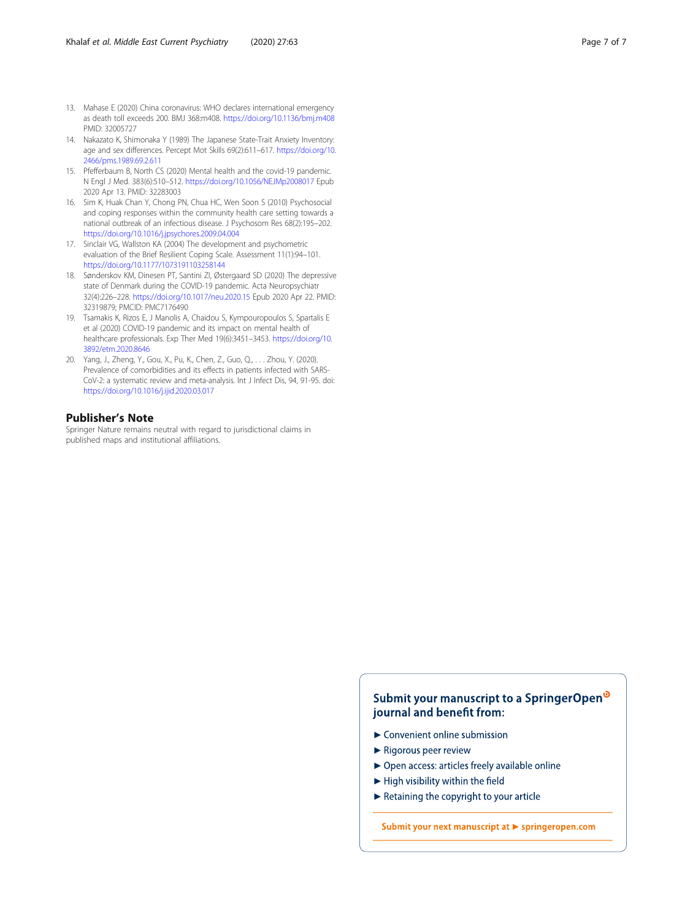13. Mahase E (2020) China coronavirus: WHO declares international emergency as death toll exceeds 200. BMJ 368:m408. https://doi.org/10.1136/bmj.m408 PMID: 32005727
14. Nakazato K, Shimonaka Y (1989) The Japanese State-Trait Anxiety Inventory: age and sex differences. Percept Mot Skills 69(2):611–617. https://doi.org/10.2466/pms.1989.69.2.611
15. Pfefferbaum B, North CS (2020) Mental health and the covid-19 pandemic. N Engl J Med. 383(6):510–512. https://doi.org/10.1056/NEJMp2008017 Epub 2020 Apr 13. PMID: 32283003
16. Sim K, Huak Chan Y, Chong PN, Chua HC, Wen Soon S (2010) Psychosocial and coping responses within the community health care setting towards a national outbreak of an infectious disease. J Psychosom Res 68(2):195–202. https://doi.org/10.1016/j.jpsychores.2009.04.004
17. Sinclair VG, Wallston KA (2004) The development and psychometric evaluation of the Brief Resilient Coping Scale. Assessment 11(1):94–101. https://doi.org/10.1177/1073191103258144
18. Sønderskov KM, Dinesen PT, Santini ZI, Østergaard SD (2020) The depressive state of Denmark during the COVID-19 pandemic. Acta Neuropsychiatr 32(4):226–228. https://doi.org/10.1017/neu.2020.15 Epub 2020 Apr 22. PMID: 32319879; PMCID: PMC7176490
19. Tsamakis K, Rizos E, J Manolis A, Chaidou S, Kympouropoulos S, Spartalis E et al (2020) COVID-19 pandemic and its impact on mental health of healthcare professionals. Exp Ther Med 19(6):3451–3453. https://doi.org/10.3892/etm.2020.8646
20. Yang, J., Zheng, Y., Gou, X., Pu, K., Chen, Z., Guo, Q., . . . Zhou, Y. (2020). Prevalence of comorbidities and its effects in patients infected with SARS-CoV-2: a systematic review and meta-analysis. Int J Infect Dis, 94, 91-95. doi: https://doi.org/10.1016/j.ijid.2020.03.017

## Publisher's Note

Springer Nature remains neutral with regard to jurisdictional claims in published maps and institutional affiliations.

**Submit your manuscript to a SpringerOpen journal and benefit from:**

- ► Convenient online submission
- ► Rigorous peer review
- ► Open access: articles freely available online
- ► High visibility within the field
- ► Retaining the copyright to your article

**Submit your next manuscript at ► springeropen.com**